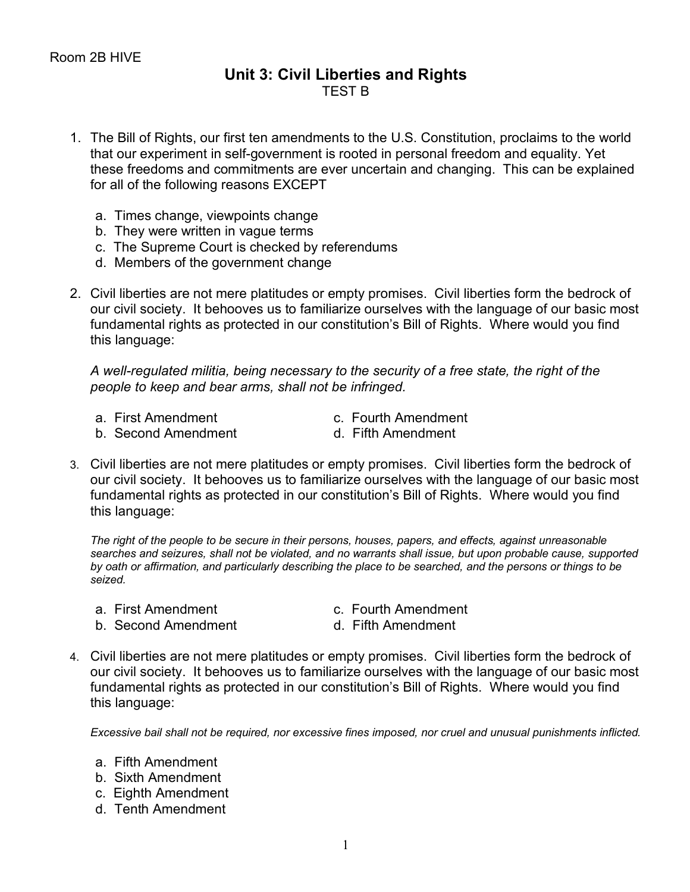Room 2B HIVE

# Unit 3: Civil Liberties and Rights

TEST B

1. The Bill of Rights, our first ten amendments to the U.S. Constitution, proclaims to the world that our experiment in self-government is rooted in personal freedom and equality. Yet these freedoms and commitments are ever uncertain and changing. This can be explained for all of the following reasons EXCEPT

   a. Times change, viewpoints change
   b. They were written in vague terms
   c. The Supreme Court is checked by referendums
   d. Members of the government change

2. Civil liberties are not mere platitudes or empty promises. Civil liberties form the bedrock of our civil society. It behooves us to familiarize ourselves with the language of our basic most fundamental rights as protected in our constitution's Bill of Rights. Where would you find this language:

   *A well-regulated militia, being necessary to the security of a free state, the right of the people to keep and bear arms, shall not be infringed.*

   a. First Amendment
   b. Second Amendment
   c. Fourth Amendment
   d. Fifth Amendment

3. Civil liberties are not mere platitudes or empty promises. Civil liberties form the bedrock of our civil society. It behooves us to familiarize ourselves with the language of our basic most fundamental rights as protected in our constitution's Bill of Rights. Where would you find this language:

   *The right of the people to be secure in their persons, houses, papers, and effects, against unreasonable searches and seizures, shall not be violated, and no warrants shall issue, but upon probable cause, supported by oath or affirmation, and particularly describing the place to be searched, and the persons or things to be seized.*

   a. First Amendment
   b. Second Amendment
   c. Fourth Amendment
   d. Fifth Amendment

4. Civil liberties are not mere platitudes or empty promises. Civil liberties form the bedrock of our civil society. It behooves us to familiarize ourselves with the language of our basic most fundamental rights as protected in our constitution's Bill of Rights. Where would you find this language:

   *Excessive bail shall not be required, nor excessive fines imposed, nor cruel and unusual punishments inflicted.*

   a. Fifth Amendment
   b. Sixth Amendment
   c. Eighth Amendment
   d. Tenth Amendment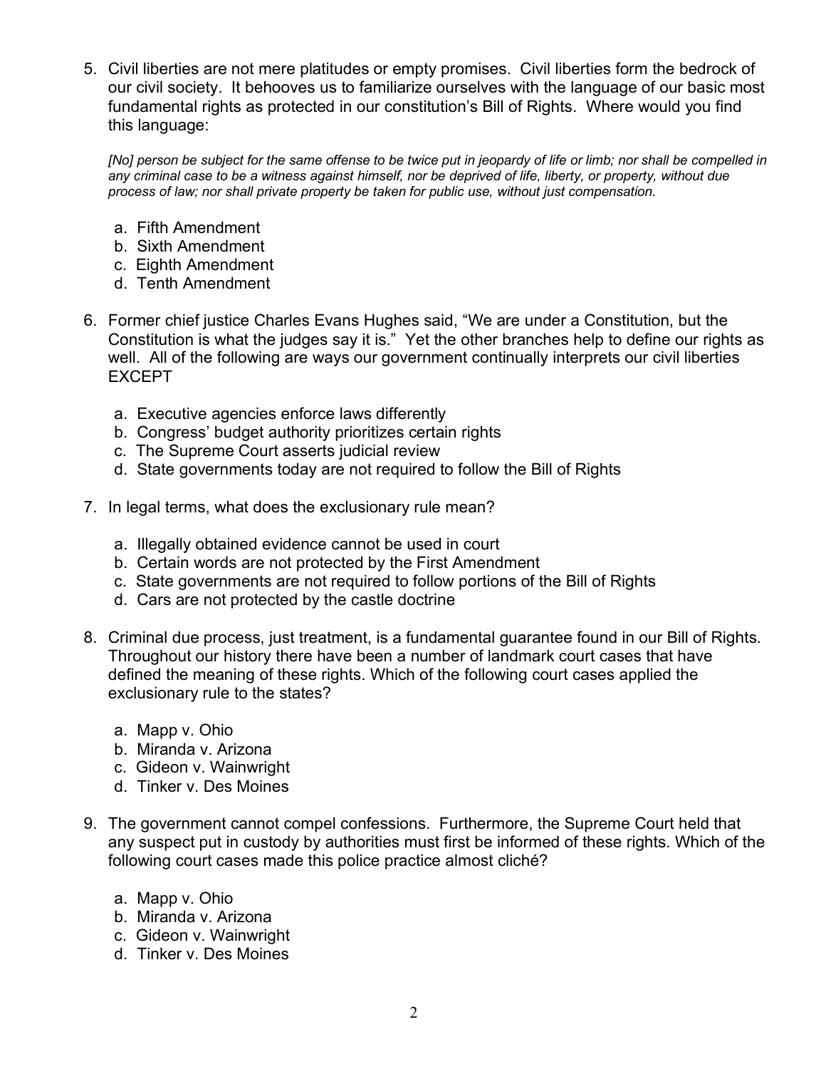5. Civil liberties are not mere platitudes or empty promises. Civil liberties form the bedrock of our civil society. It behooves us to familiarize ourselves with the language of our basic most fundamental rights as protected in our constitution's Bill of Rights. Where would you find this language:

   *[No] person be subject for the same offense to be twice put in jeopardy of life or limb; nor shall be compelled in any criminal case to be a witness against himself, nor be deprived of life, liberty, or property, without due process of law; nor shall private property be taken for public use, without just compensation.*

   a. Fifth Amendment
   b. Sixth Amendment
   c. Eighth Amendment
   d. Tenth Amendment

6. Former chief justice Charles Evans Hughes said, "We are under a Constitution, but the Constitution is what the judges say it is." Yet the other branches help to define our rights as well. All of the following are ways our government continually interprets our civil liberties EXCEPT

   a. Executive agencies enforce laws differently
   b. Congress' budget authority prioritizes certain rights
   c. The Supreme Court asserts judicial review
   d. State governments today are not required to follow the Bill of Rights

7. In legal terms, what does the exclusionary rule mean?

   a. Illegally obtained evidence cannot be used in court
   b. Certain words are not protected by the First Amendment
   c. State governments are not required to follow portions of the Bill of Rights
   d. Cars are not protected by the castle doctrine

8. Criminal due process, just treatment, is a fundamental guarantee found in our Bill of Rights. Throughout our history there have been a number of landmark court cases that have defined the meaning of these rights. Which of the following court cases applied the exclusionary rule to the states?

   a. Mapp v. Ohio
   b. Miranda v. Arizona
   c. Gideon v. Wainwright
   d. Tinker v. Des Moines

9. The government cannot compel confessions. Furthermore, the Supreme Court held that any suspect put in custody by authorities must first be informed of these rights. Which of the following court cases made this police practice almost cliché?

   a. Mapp v. Ohio
   b. Miranda v. Arizona
   c. Gideon v. Wainwright
   d. Tinker v. Des Moines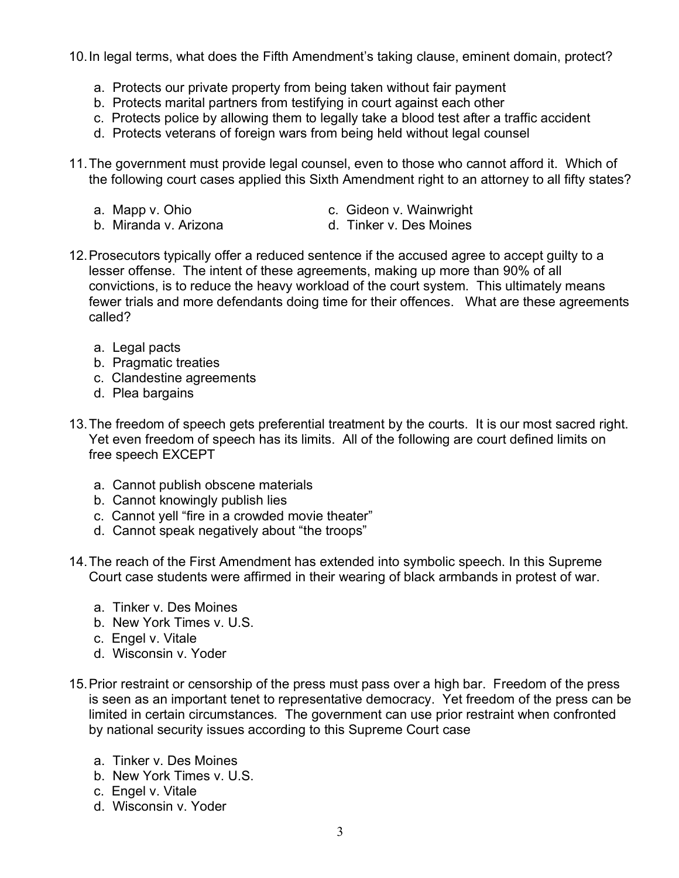10. In legal terms, what does the Fifth Amendment's taking clause, eminent domain, protect?

    a. Protects our private property from being taken without fair payment
    b. Protects marital partners from testifying in court against each other
    c. Protects police by allowing them to legally take a blood test after a traffic accident
    d. Protects veterans of foreign wars from being held without legal counsel

11. The government must provide legal counsel, even to those who cannot afford it. Which of the following court cases applied this Sixth Amendment right to an attorney to all fifty states?

    a. Mapp v. Ohio
    b. Miranda v. Arizona
    c. Gideon v. Wainwright
    d. Tinker v. Des Moines

12. Prosecutors typically offer a reduced sentence if the accused agree to accept guilty to a lesser offense. The intent of these agreements, making up more than 90% of all convictions, is to reduce the heavy workload of the court system. This ultimately means fewer trials and more defendants doing time for their offences. What are these agreements called?

    a. Legal pacts
    b. Pragmatic treaties
    c. Clandestine agreements
    d. Plea bargains

13. The freedom of speech gets preferential treatment by the courts. It is our most sacred right. Yet even freedom of speech has its limits. All of the following are court defined limits on free speech EXCEPT

    a. Cannot publish obscene materials
    b. Cannot knowingly publish lies
    c. Cannot yell "fire in a crowded movie theater"
    d. Cannot speak negatively about "the troops"

14. The reach of the First Amendment has extended into symbolic speech. In this Supreme Court case students were affirmed in their wearing of black armbands in protest of war.

    a. Tinker v. Des Moines
    b. New York Times v. U.S.
    c. Engel v. Vitale
    d. Wisconsin v. Yoder

15. Prior restraint or censorship of the press must pass over a high bar. Freedom of the press is seen as an important tenet to representative democracy. Yet freedom of the press can be limited in certain circumstances. The government can use prior restraint when confronted by national security issues according to this Supreme Court case

    a. Tinker v. Des Moines
    b. New York Times v. U.S.
    c. Engel v. Vitale
    d. Wisconsin v. Yoder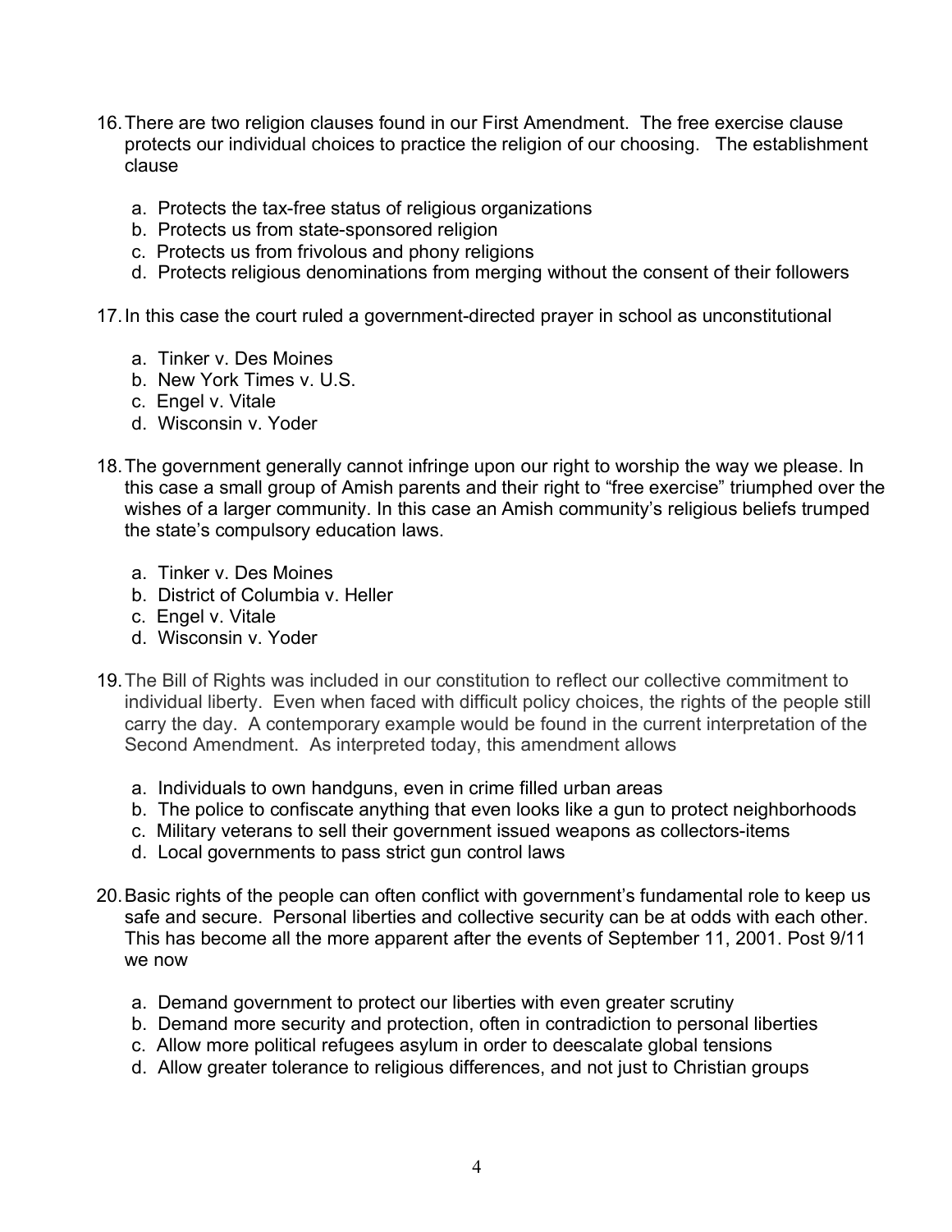16. There are two religion clauses found in our First Amendment. The free exercise clause protects our individual choices to practice the religion of our choosing. The establishment clause

    a. Protects the tax-free status of religious organizations
    b. Protects us from state-sponsored religion
    c. Protects us from frivolous and phony religions
    d. Protects religious denominations from merging without the consent of their followers

17. In this case the court ruled a government-directed prayer in school as unconstitutional

    a. Tinker v. Des Moines
    b. New York Times v. U.S.
    c. Engel v. Vitale
    d. Wisconsin v. Yoder

18. The government generally cannot infringe upon our right to worship the way we please. In this case a small group of Amish parents and their right to "free exercise" triumphed over the wishes of a larger community. In this case an Amish community's religious beliefs trumped the state's compulsory education laws.

    a. Tinker v. Des Moines
    b. District of Columbia v. Heller
    c. Engel v. Vitale
    d. Wisconsin v. Yoder

19. The Bill of Rights was included in our constitution to reflect our collective commitment to individual liberty. Even when faced with difficult policy choices, the rights of the people still carry the day. A contemporary example would be found in the current interpretation of the Second Amendment. As interpreted today, this amendment allows

    a. Individuals to own handguns, even in crime filled urban areas
    b. The police to confiscate anything that even looks like a gun to protect neighborhoods
    c. Military veterans to sell their government issued weapons as collectors-items
    d. Local governments to pass strict gun control laws

20. Basic rights of the people can often conflict with government's fundamental role to keep us safe and secure. Personal liberties and collective security can be at odds with each other. This has become all the more apparent after the events of September 11, 2001. Post 9/11 we now

    a. Demand government to protect our liberties with even greater scrutiny
    b. Demand more security and protection, often in contradiction to personal liberties
    c. Allow more political refugees asylum in order to deescalate global tensions
    d. Allow greater tolerance to religious differences, and not just to Christian groups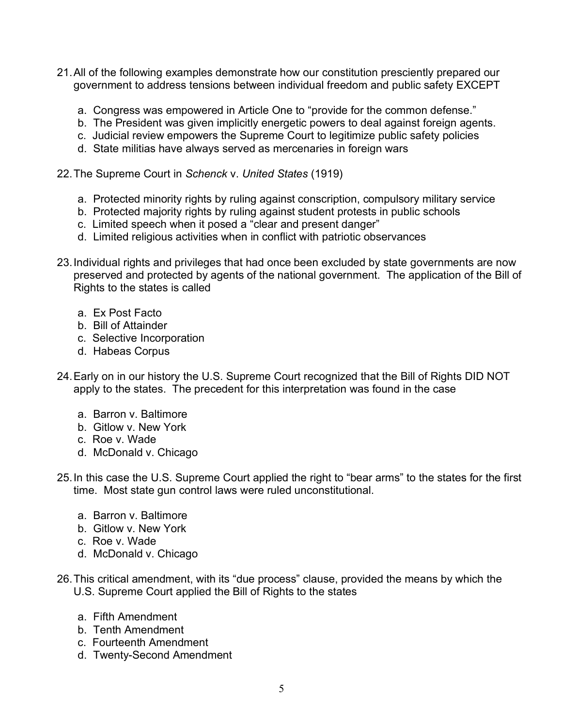21. All of the following examples demonstrate how our constitution presciently prepared our government to address tensions between individual freedom and public safety EXCEPT

    a. Congress was empowered in Article One to "provide for the common defense."
    b. The President was given implicitly energetic powers to deal against foreign agents.
    c. Judicial review empowers the Supreme Court to legitimize public safety policies
    d. State militias have always served as mercenaries in foreign wars

22. The Supreme Court in *Schenck* v. *United States* (1919)

    a. Protected minority rights by ruling against conscription, compulsory military service
    b. Protected majority rights by ruling against student protests in public schools
    c. Limited speech when it posed a "clear and present danger"
    d. Limited religious activities when in conflict with patriotic observances

23. Individual rights and privileges that had once been excluded by state governments are now preserved and protected by agents of the national government. The application of the Bill of Rights to the states is called

    a. Ex Post Facto
    b. Bill of Attainder
    c. Selective Incorporation
    d. Habeas Corpus

24. Early on in our history the U.S. Supreme Court recognized that the Bill of Rights DID NOT apply to the states. The precedent for this interpretation was found in the case

    a. Barron v. Baltimore
    b. Gitlow v. New York
    c. Roe v. Wade
    d. McDonald v. Chicago

25. In this case the U.S. Supreme Court applied the right to "bear arms" to the states for the first time. Most state gun control laws were ruled unconstitutional.

    a. Barron v. Baltimore
    b. Gitlow v. New York
    c. Roe v. Wade
    d. McDonald v. Chicago

26. This critical amendment, with its "due process" clause, provided the means by which the U.S. Supreme Court applied the Bill of Rights to the states

    a. Fifth Amendment
    b. Tenth Amendment
    c. Fourteenth Amendment
    d. Twenty-Second Amendment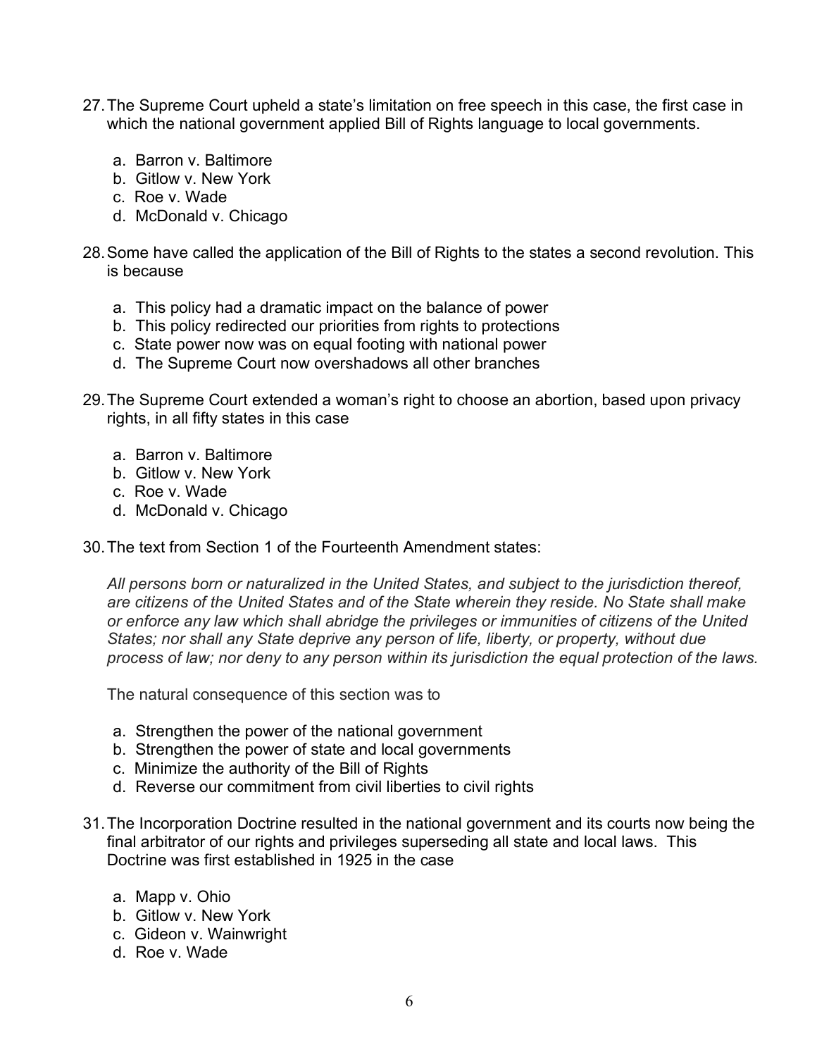27. The Supreme Court upheld a state's limitation on free speech in this case, the first case in which the national government applied Bill of Rights language to local governments.

    a. Barron v. Baltimore
    b. Gitlow v. New York
    c. Roe v. Wade
    d. McDonald v. Chicago

28. Some have called the application of the Bill of Rights to the states a second revolution. This is because

    a. This policy had a dramatic impact on the balance of power
    b. This policy redirected our priorities from rights to protections
    c. State power now was on equal footing with national power
    d. The Supreme Court now overshadows all other branches

29. The Supreme Court extended a woman's right to choose an abortion, based upon privacy rights, in all fifty states in this case

    a. Barron v. Baltimore
    b. Gitlow v. New York
    c. Roe v. Wade
    d. McDonald v. Chicago

30. The text from Section 1 of the Fourteenth Amendment states:

    *All persons born or naturalized in the United States, and subject to the jurisdiction thereof, are citizens of the United States and of the State wherein they reside. No State shall make or enforce any law which shall abridge the privileges or immunities of citizens of the United States; nor shall any State deprive any person of life, liberty, or property, without due process of law; nor deny to any person within its jurisdiction the equal protection of the laws.*

    The natural consequence of this section was to

    a. Strengthen the power of the national government
    b. Strengthen the power of state and local governments
    c. Minimize the authority of the Bill of Rights
    d. Reverse our commitment from civil liberties to civil rights

31. The Incorporation Doctrine resulted in the national government and its courts now being the final arbitrator of our rights and privileges superseding all state and local laws. This Doctrine was first established in 1925 in the case

    a. Mapp v. Ohio
    b. Gitlow v. New York
    c. Gideon v. Wainwright
    d. Roe v. Wade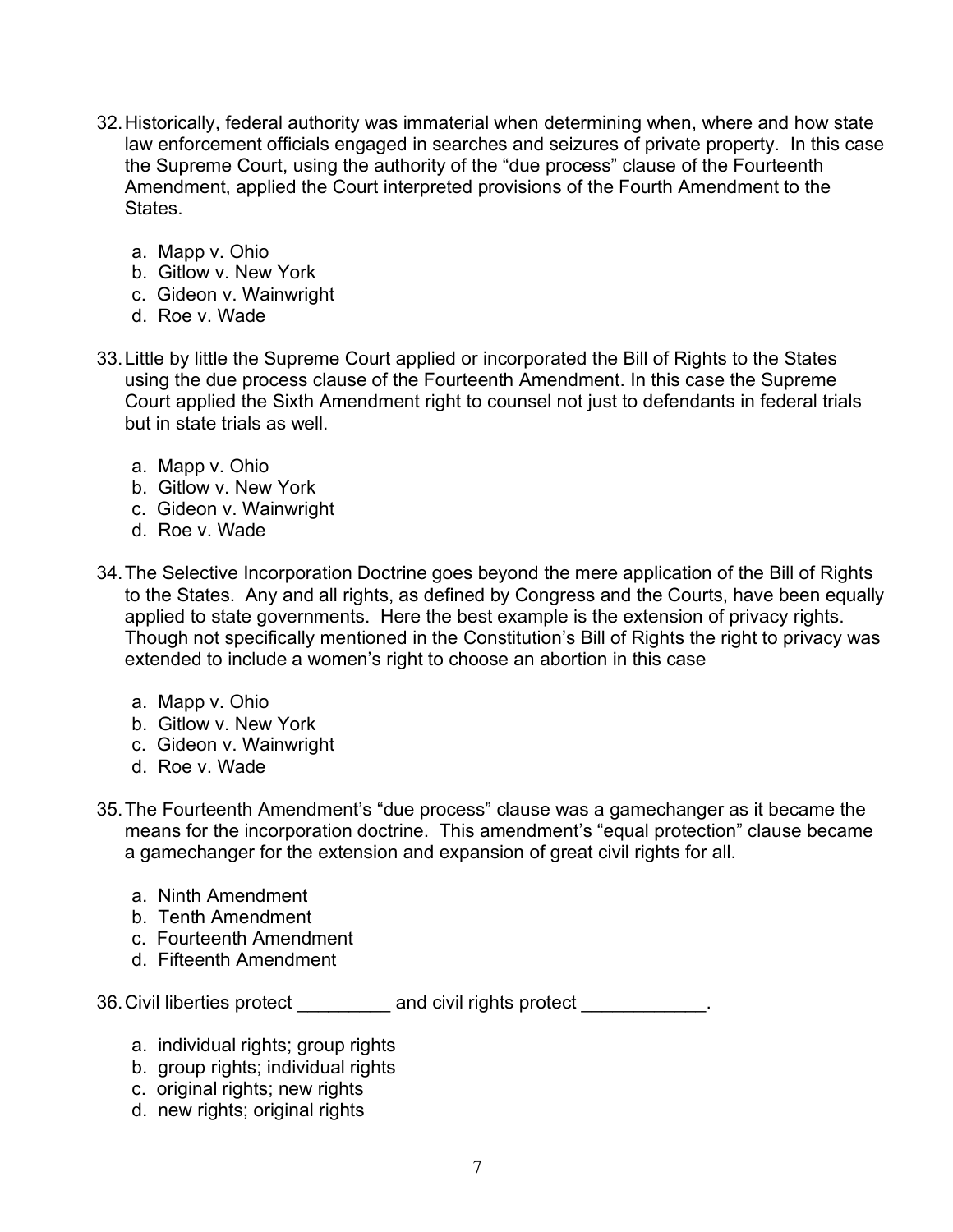32. Historically, federal authority was immaterial when determining when, where and how state law enforcement officials engaged in searches and seizures of private property. In this case the Supreme Court, using the authority of the "due process" clause of the Fourteenth Amendment, applied the Court interpreted provisions of the Fourth Amendment to the States.

    a. Mapp v. Ohio
    b. Gitlow v. New York
    c. Gideon v. Wainwright
    d. Roe v. Wade

33. Little by little the Supreme Court applied or incorporated the Bill of Rights to the States using the due process clause of the Fourteenth Amendment. In this case the Supreme Court applied the Sixth Amendment right to counsel not just to defendants in federal trials but in state trials as well.

    a. Mapp v. Ohio
    b. Gitlow v. New York
    c. Gideon v. Wainwright
    d. Roe v. Wade

34. The Selective Incorporation Doctrine goes beyond the mere application of the Bill of Rights to the States. Any and all rights, as defined by Congress and the Courts, have been equally applied to state governments. Here the best example is the extension of privacy rights. Though not specifically mentioned in the Constitution's Bill of Rights the right to privacy was extended to include a women's right to choose an abortion in this case

    a. Mapp v. Ohio
    b. Gitlow v. New York
    c. Gideon v. Wainwright
    d. Roe v. Wade

35. The Fourteenth Amendment's "due process" clause was a gamechanger as it became the means for the incorporation doctrine. This amendment's "equal protection" clause became a gamechanger for the extension and expansion of great civil rights for all.

    a. Ninth Amendment
    b. Tenth Amendment
    c. Fourteenth Amendment
    d. Fifteenth Amendment

36. Civil liberties protect _________ and civil rights protect ____________.

    a. individual rights; group rights
    b. group rights; individual rights
    c. original rights; new rights
    d. new rights; original rights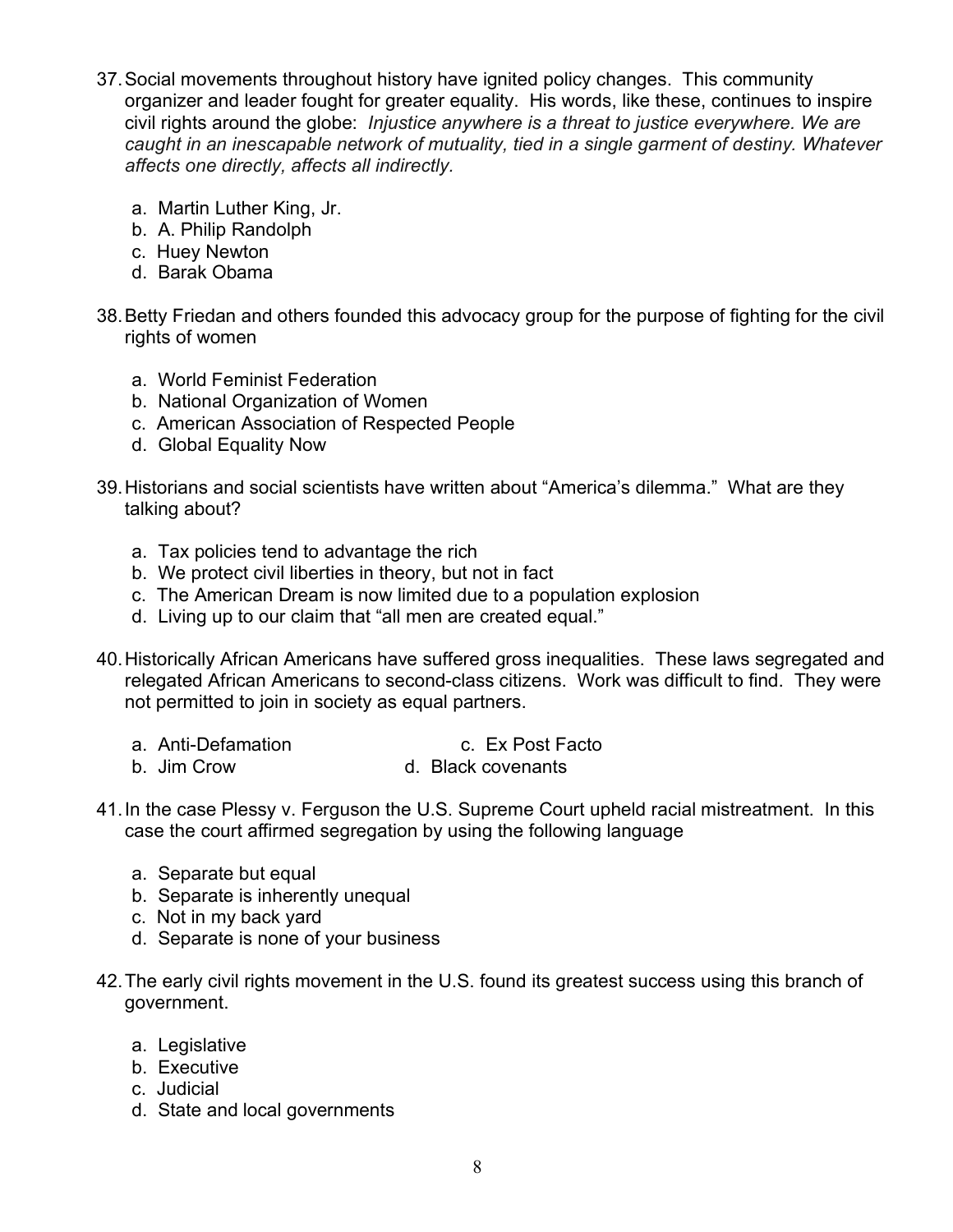37. Social movements throughout history have ignited policy changes. This community organizer and leader fought for greater equality. His words, like these, continues to inspire civil rights around the globe: *Injustice anywhere is a threat to justice everywhere. We are caught in an inescapable network of mutuality, tied in a single garment of destiny. Whatever affects one directly, affects all indirectly.*

    a. Martin Luther King, Jr.
    b. A. Philip Randolph
    c. Huey Newton
    d. Barak Obama

38. Betty Friedan and others founded this advocacy group for the purpose of fighting for the civil rights of women

    a. World Feminist Federation
    b. National Organization of Women
    c. American Association of Respected People
    d. Global Equality Now

39. Historians and social scientists have written about "America's dilemma." What are they talking about?

    a. Tax policies tend to advantage the rich
    b. We protect civil liberties in theory, but not in fact
    c. The American Dream is now limited due to a population explosion
    d. Living up to our claim that "all men are created equal."

40. Historically African Americans have suffered gross inequalities. These laws segregated and relegated African Americans to second-class citizens. Work was difficult to find. They were not permitted to join in society as equal partners.

    a. Anti-Defamation
    b. Jim Crow
    c. Ex Post Facto
    d. Black covenants

41. In the case Plessy v. Ferguson the U.S. Supreme Court upheld racial mistreatment. In this case the court affirmed segregation by using the following language

    a. Separate but equal
    b. Separate is inherently unequal
    c. Not in my back yard
    d. Separate is none of your business

42. The early civil rights movement in the U.S. found its greatest success using this branch of government.

    a. Legislative
    b. Executive
    c. Judicial
    d. State and local governments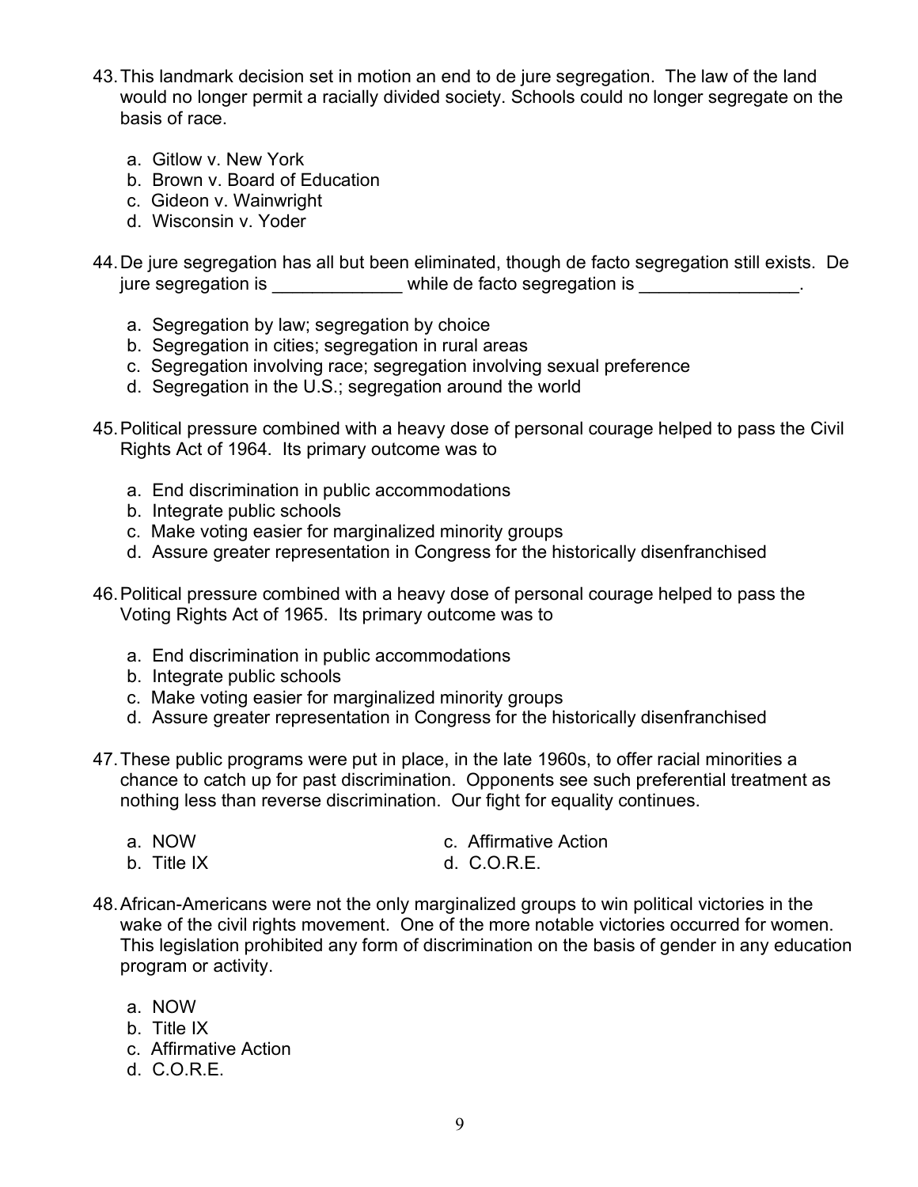43. This landmark decision set in motion an end to de jure segregation. The law of the land would no longer permit a racially divided society. Schools could no longer segregate on the basis of race.

    a. Gitlow v. New York
    b. Brown v. Board of Education
    c. Gideon v. Wainwright
    d. Wisconsin v. Yoder

44. De jure segregation has all but been eliminated, though de facto segregation still exists. De jure segregation is _____________ while de facto segregation is ________________.

    a. Segregation by law; segregation by choice
    b. Segregation in cities; segregation in rural areas
    c. Segregation involving race; segregation involving sexual preference
    d. Segregation in the U.S.; segregation around the world

45. Political pressure combined with a heavy dose of personal courage helped to pass the Civil Rights Act of 1964. Its primary outcome was to

    a. End discrimination in public accommodations
    b. Integrate public schools
    c. Make voting easier for marginalized minority groups
    d. Assure greater representation in Congress for the historically disenfranchised

46. Political pressure combined with a heavy dose of personal courage helped to pass the Voting Rights Act of 1965. Its primary outcome was to

    a. End discrimination in public accommodations
    b. Integrate public schools
    c. Make voting easier for marginalized minority groups
    d. Assure greater representation in Congress for the historically disenfranchised

47. These public programs were put in place, in the late 1960s, to offer racial minorities a chance to catch up for past discrimination. Opponents see such preferential treatment as nothing less than reverse discrimination. Our fight for equality continues.

    a. NOW
    b. Title IX
    c. Affirmative Action
    d. C.O.R.E.

48. African-Americans were not the only marginalized groups to win political victories in the wake of the civil rights movement. One of the more notable victories occurred for women. This legislation prohibited any form of discrimination on the basis of gender in any education program or activity.

    a. NOW
    b. Title IX
    c. Affirmative Action
    d. C.O.R.E.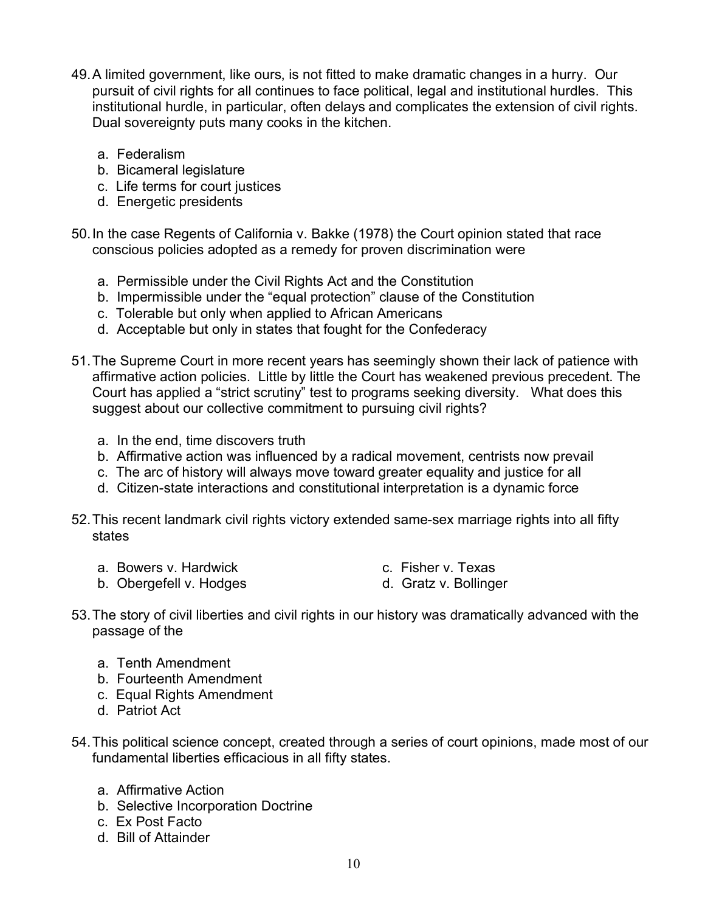49. A limited government, like ours, is not fitted to make dramatic changes in a hurry. Our pursuit of civil rights for all continues to face political, legal and institutional hurdles. This institutional hurdle, in particular, often delays and complicates the extension of civil rights. Dual sovereignty puts many cooks in the kitchen.

    a. Federalism
    b. Bicameral legislature
    c. Life terms for court justices
    d. Energetic presidents

50. In the case Regents of California v. Bakke (1978) the Court opinion stated that race conscious policies adopted as a remedy for proven discrimination were

    a. Permissible under the Civil Rights Act and the Constitution
    b. Impermissible under the "equal protection" clause of the Constitution
    c. Tolerable but only when applied to African Americans
    d. Acceptable but only in states that fought for the Confederacy

51. The Supreme Court in more recent years has seemingly shown their lack of patience with affirmative action policies. Little by little the Court has weakened previous precedent. The Court has applied a "strict scrutiny" test to programs seeking diversity. What does this suggest about our collective commitment to pursuing civil rights?

    a. In the end, time discovers truth
    b. Affirmative action was influenced by a radical movement, centrists now prevail
    c. The arc of history will always move toward greater equality and justice for all
    d. Citizen-state interactions and constitutional interpretation is a dynamic force

52. This recent landmark civil rights victory extended same-sex marriage rights into all fifty states

    a. Bowers v. Hardwick
    b. Obergefell v. Hodges
    c. Fisher v. Texas
    d. Gratz v. Bollinger

53. The story of civil liberties and civil rights in our history was dramatically advanced with the passage of the

    a. Tenth Amendment
    b. Fourteenth Amendment
    c. Equal Rights Amendment
    d. Patriot Act

54. This political science concept, created through a series of court opinions, made most of our fundamental liberties efficacious in all fifty states.

    a. Affirmative Action
    b. Selective Incorporation Doctrine
    c. Ex Post Facto
    d. Bill of Attainder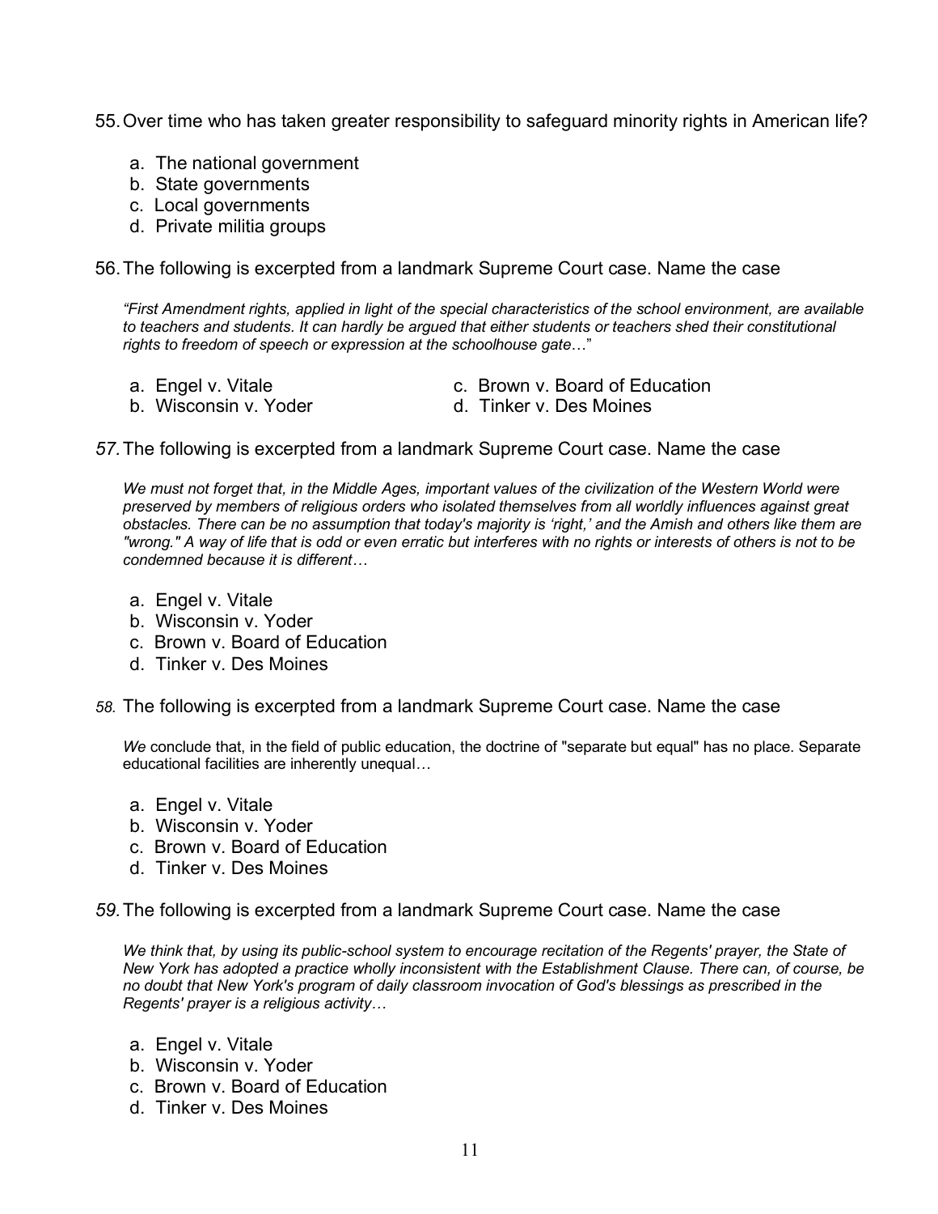55. Over time who has taken greater responsibility to safeguard minority rights in American life?

    a. The national government
    b. State governments
    c. Local governments
    d. Private militia groups

56. The following is excerpted from a landmark Supreme Court case. Name the case

    *"First Amendment rights, applied in light of the special characteristics of the school environment, are available to teachers and students. It can hardly be argued that either students or teachers shed their constitutional rights to freedom of speech or expression at the schoolhouse gate…"*

    a. Engel v. Vitale
    b. Wisconsin v. Yoder
    c. Brown v. Board of Education
    d. Tinker v. Des Moines

*57.* The following is excerpted from a landmark Supreme Court case. Name the case

    *We must not forget that, in the Middle Ages, important values of the civilization of the Western World were preserved by members of religious orders who isolated themselves from all worldly influences against great obstacles. There can be no assumption that today's majority is 'right,' and the Amish and others like them are "wrong." A way of life that is odd or even erratic but interferes with no rights or interests of others is not to be condemned because it is different…*

    a. Engel v. Vitale
    b. Wisconsin v. Yoder
    c. Brown v. Board of Education
    d. Tinker v. Des Moines

*58.* The following is excerpted from a landmark Supreme Court case. Name the case

    *We* conclude that, in the field of public education, the doctrine of "separate but equal" has no place. Separate educational facilities are inherently unequal*…*

    a. Engel v. Vitale
    b. Wisconsin v. Yoder
    c. Brown v. Board of Education
    d. Tinker v. Des Moines

*59.* The following is excerpted from a landmark Supreme Court case. Name the case

    *We think that, by using its public-school system to encourage recitation of the Regents' prayer, the State of New York has adopted a practice wholly inconsistent with the Establishment Clause. There can, of course, be no doubt that New York's program of daily classroom invocation of God's blessings as prescribed in the Regents' prayer is a religious activity…*

    a. Engel v. Vitale
    b. Wisconsin v. Yoder
    c. Brown v. Board of Education
    d. Tinker v. Des Moines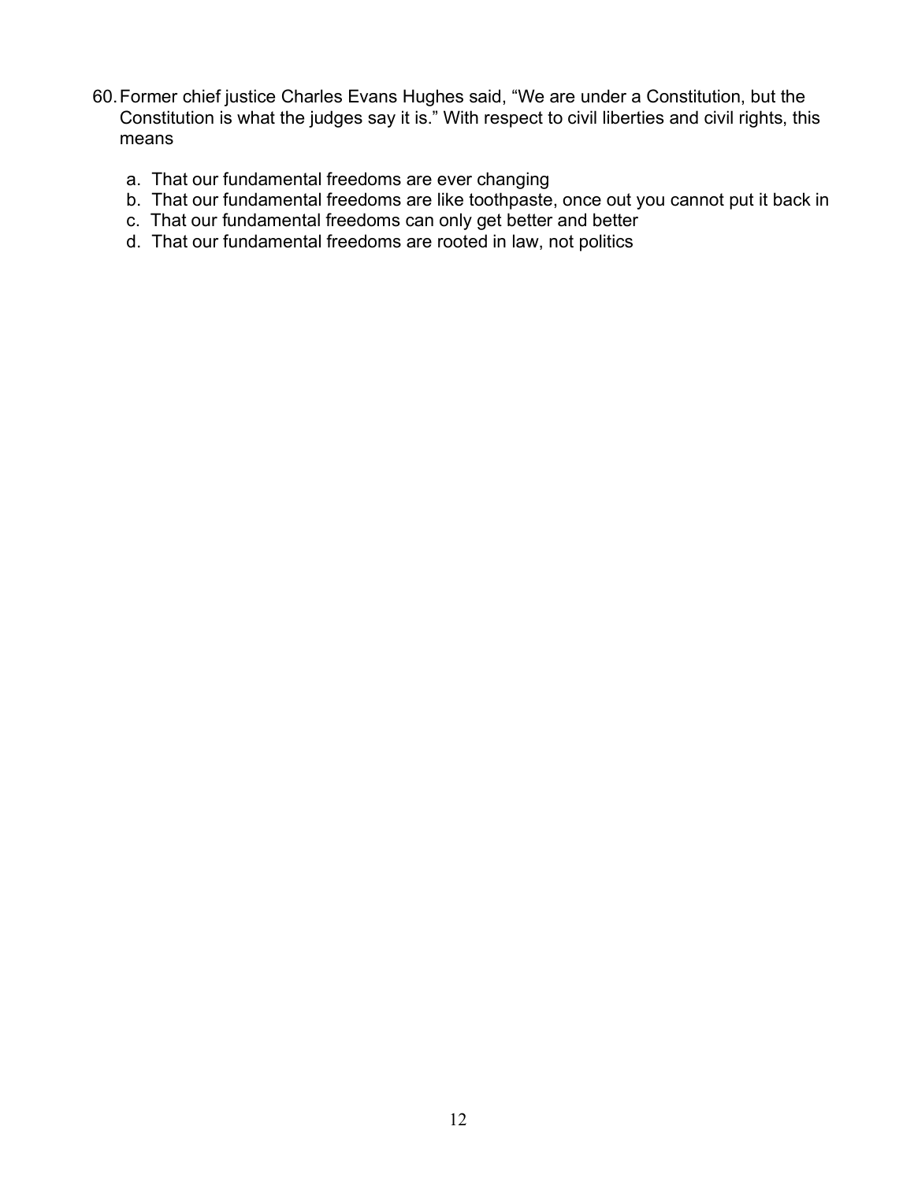60. Former chief justice Charles Evans Hughes said, “We are under a Constitution, but the Constitution is what the judges say it is.” With respect to civil liberties and civil rights, this means

    a. That our fundamental freedoms are ever changing
    b. That our fundamental freedoms are like toothpaste, once out you cannot put it back in
    c. That our fundamental freedoms can only get better and better
    d. That our fundamental freedoms are rooted in law, not politics